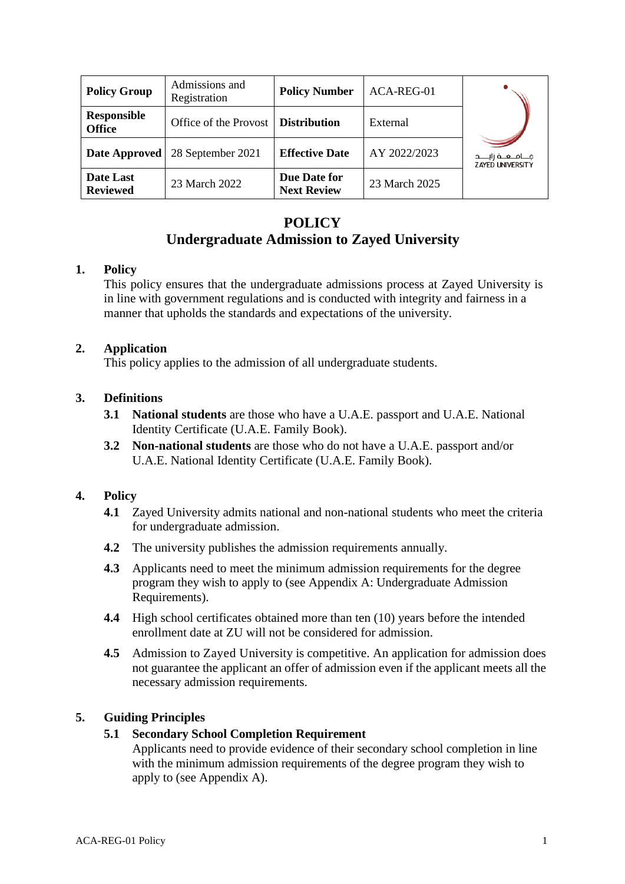| Policy Group | Admissions and Registration | Policy Number | ACA-REG-01 |
|---|---|---|---|
| Responsible Office | Office of the Provost | Distribution | External |
| Date Approved | 28 September 2021 | Effective Date | AY 2022/2023 |
| Date Last Reviewed | 23 March 2022 | Due Date for Next Review | 23 March 2025 |

# POLICY
# Undergraduate Admission to Zayed University

## 1. Policy

This policy ensures that the undergraduate admissions process at Zayed University is in line with government regulations and is conducted with integrity and fairness in a manner that upholds the standards and expectations of the university.

## 2. Application

This policy applies to the admission of all undergraduate students.

## 3. Definitions

**3.1** **National students** are those who have a U.A.E. passport and U.A.E. National Identity Certificate (U.A.E. Family Book).

**3.2** **Non-national students** are those who do not have a U.A.E. passport and/or U.A.E. National Identity Certificate (U.A.E. Family Book).

## 4. Policy

**4.1** Zayed University admits national and non-national students who meet the criteria for undergraduate admission.

**4.2** The university publishes the admission requirements annually.

**4.3** Applicants need to meet the minimum admission requirements for the degree program they wish to apply to (see Appendix A: Undergraduate Admission Requirements).

**4.4** High school certificates obtained more than ten (10) years before the intended enrollment date at ZU will not be considered for admission.

**4.5** Admission to Zayed University is competitive. An application for admission does not guarantee the applicant an offer of admission even if the applicant meets all the necessary admission requirements.

## 5. Guiding Principles

### 5.1 Secondary School Completion Requirement

Applicants need to provide evidence of their secondary school completion in line with the minimum admission requirements of the degree program they wish to apply to (see Appendix A).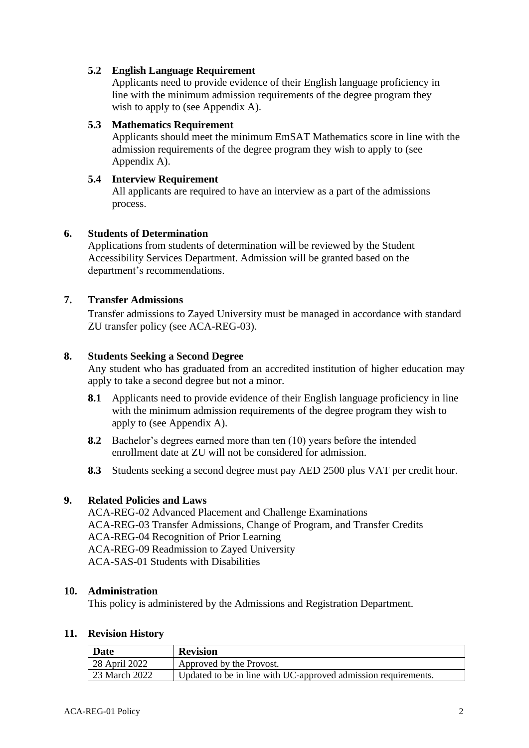### 5.2 English Language Requirement

Applicants need to provide evidence of their English language proficiency in line with the minimum admission requirements of the degree program they wish to apply to (see Appendix A).

### 5.3 Mathematics Requirement

Applicants should meet the minimum EmSAT Mathematics score in line with the admission requirements of the degree program they wish to apply to (see Appendix A).

### 5.4 Interview Requirement

All applicants are required to have an interview as a part of the admissions process.

## 6. Students of Determination

Applications from students of determination will be reviewed by the Student Accessibility Services Department. Admission will be granted based on the department's recommendations.

## 7. Transfer Admissions

Transfer admissions to Zayed University must be managed in accordance with standard ZU transfer policy (see ACA-REG-03).

## 8. Students Seeking a Second Degree

Any student who has graduated from an accredited institution of higher education may apply to take a second degree but not a minor.

**8.1** Applicants need to provide evidence of their English language proficiency in line with the minimum admission requirements of the degree program they wish to apply to (see Appendix A).

**8.2** Bachelor's degrees earned more than ten (10) years before the intended enrollment date at ZU will not be considered for admission.

**8.3** Students seeking a second degree must pay AED 2500 plus VAT per credit hour.

## 9. Related Policies and Laws

ACA-REG-02 Advanced Placement and Challenge Examinations
ACA-REG-03 Transfer Admissions, Change of Program, and Transfer Credits
ACA-REG-04 Recognition of Prior Learning
ACA-REG-09 Readmission to Zayed University
ACA-SAS-01 Students with Disabilities

## 10. Administration

This policy is administered by the Admissions and Registration Department.

## 11. Revision History

| Date | Revision |
| --- | --- |
| 28 April 2022 | Approved by the Provost. |
| 23 March 2022 | Updated to be in line with UC-approved admission requirements. |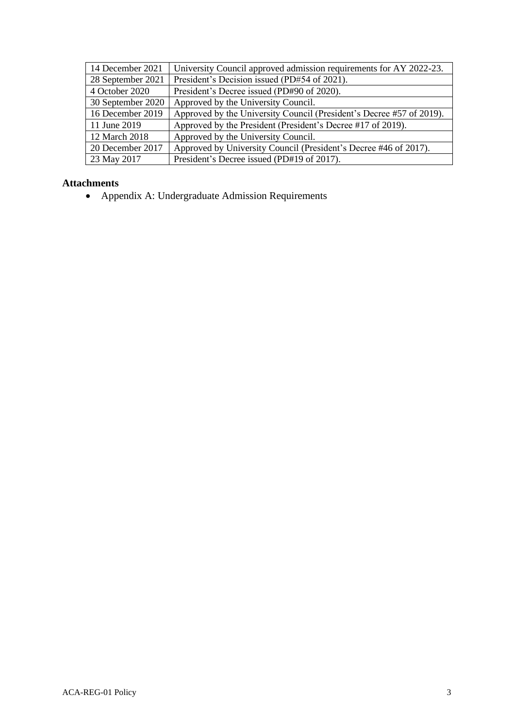| 14 December 2021 | University Council approved admission requirements for AY 2022-23. |
|---|---|
| 28 September 2021 | President's Decision issued (PD#54 of 2021). |
| 4 October 2020 | President's Decree issued (PD#90 of 2020). |
| 30 September 2020 | Approved by the University Council. |
| 16 December 2019 | Approved by the University Council (President's Decree #57 of 2019). |
| 11 June 2019 | Approved by the President (President's Decree #17 of 2019). |
| 12 March 2018 | Approved by the University Council. |
| 20 December 2017 | Approved by University Council (President's Decree #46 of 2017). |
| 23 May 2017 | President's Decree issued (PD#19 of 2017). |

**Attachments**

- Appendix A: Undergraduate Admission Requirements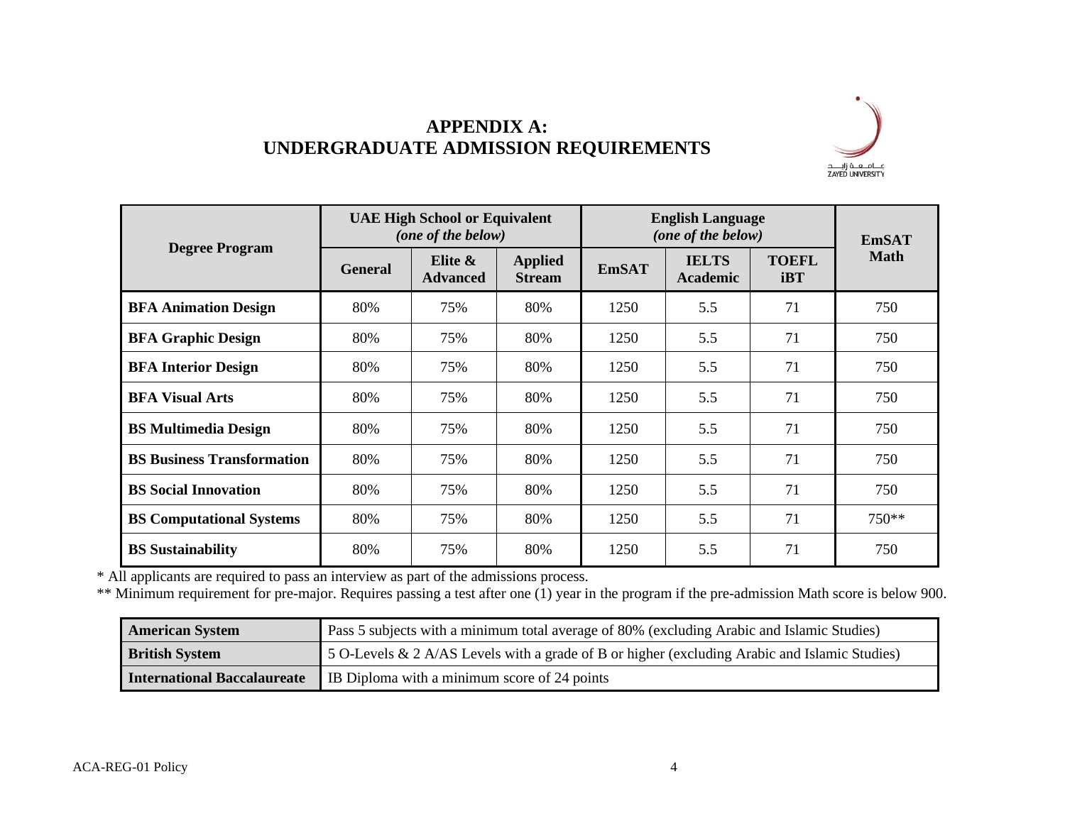# APPENDIX A:
# UNDERGRADUATE ADMISSION REQUIREMENTS

| Degree Program | UAE High School or Equivalent *(one of the below)* | | | English Language *(one of the below)* | | | EmSAT Math |
|---|---|---|---|---|---|---|---|
| | General | Elite & Advanced | Applied Stream | EmSAT | IELTS Academic | TOEFL iBT | |
| **BFA Animation Design** | 80% | 75% | 80% | 1250 | 5.5 | 71 | 750 |
| **BFA Graphic Design** | 80% | 75% | 80% | 1250 | 5.5 | 71 | 750 |
| **BFA Interior Design** | 80% | 75% | 80% | 1250 | 5.5 | 71 | 750 |
| **BFA Visual Arts** | 80% | 75% | 80% | 1250 | 5.5 | 71 | 750 |
| **BS Multimedia Design** | 80% | 75% | 80% | 1250 | 5.5 | 71 | 750 |
| **BS Business Transformation** | 80% | 75% | 80% | 1250 | 5.5 | 71 | 750 |
| **BS Social Innovation** | 80% | 75% | 80% | 1250 | 5.5 | 71 | 750 |
| **BS Computational Systems** | 80% | 75% | 80% | 1250 | 5.5 | 71 | 750** |
| **BS Sustainability** | 80% | 75% | 80% | 1250 | 5.5 | 71 | 750 |

* All applicants are required to pass an interview as part of the admissions process.

** Minimum requirement for pre-major. Requires passing a test after one (1) year in the program if the pre-admission Math score is below 900.

| | |
|---|---|
| **American System** | Pass 5 subjects with a minimum total average of 80% (excluding Arabic and Islamic Studies) |
| **British System** | 5 O-Levels & 2 A/AS Levels with a grade of B or higher (excluding Arabic and Islamic Studies) |
| **International Baccalaureate** | IB Diploma with a minimum score of 24 points |